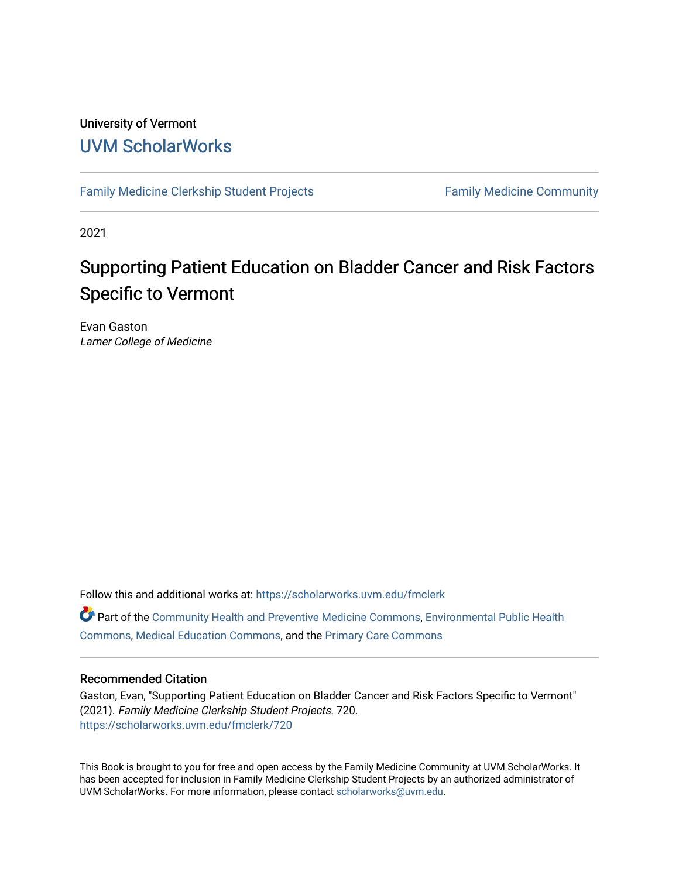University of Vermont

# UVM ScholarWorks

Family Medicine Clerkship Student Projects

Family Medicine Community

2021

# Supporting Patient Education on Bladder Cancer and Risk Factors Specific to Vermont

Evan Gaston

*Larner College of Medicine*

Follow this and additional works at: https://scholarworks.uvm.edu/fmclerk

Part of the Community Health and Preventive Medicine Commons, Environmental Public Health Commons, Medical Education Commons, and the Primary Care Commons

## Recommended Citation

Gaston, Evan, "Supporting Patient Education on Bladder Cancer and Risk Factors Specific to Vermont" (2021). *Family Medicine Clerkship Student Projects*. 720.
https://scholarworks.uvm.edu/fmclerk/720

This Book is brought to you for free and open access by the Family Medicine Community at UVM ScholarWorks. It has been accepted for inclusion in Family Medicine Clerkship Student Projects by an authorized administrator of UVM ScholarWorks. For more information, please contact scholarworks@uvm.edu.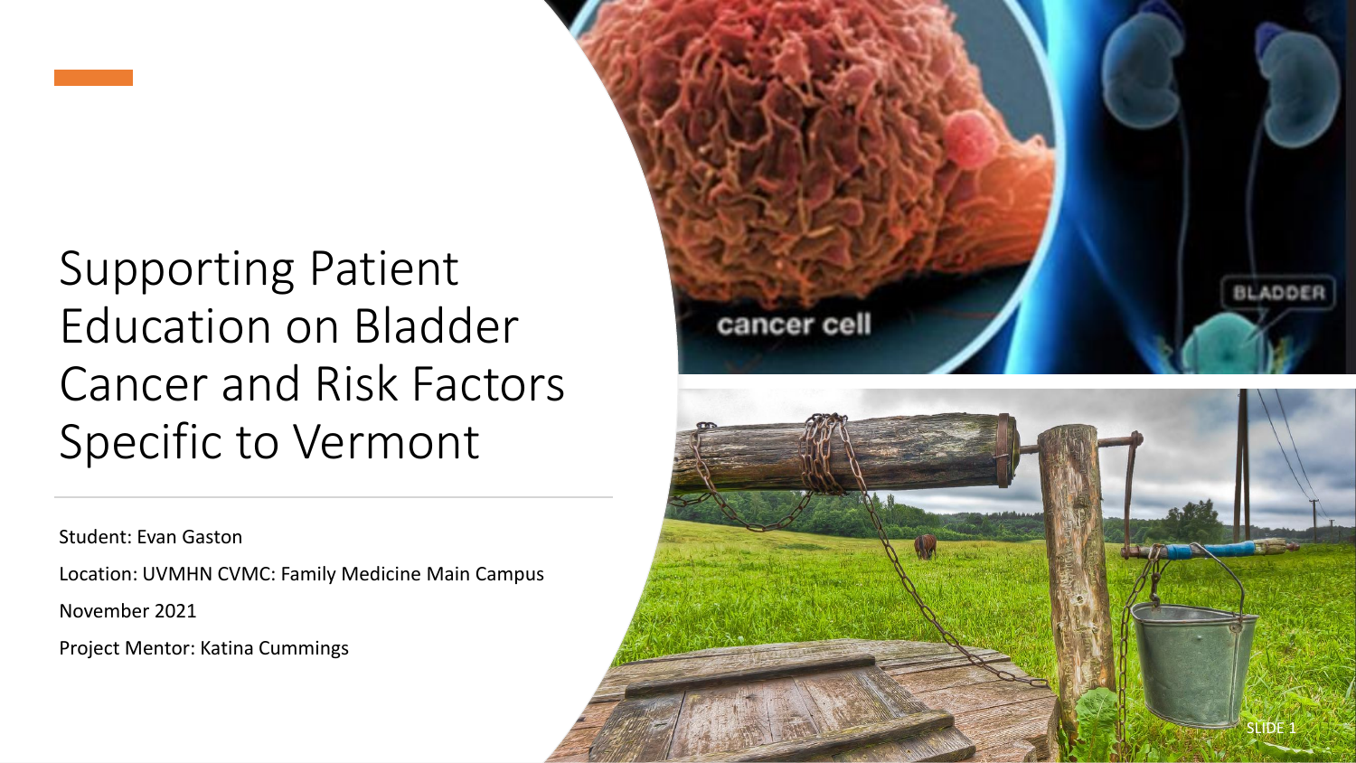# Supporting Patient Education on Bladder Cancer and Risk Factors Specific to Vermont

Student: Evan Gaston

Location: UVMHN CVMC: Family Medicine Main Campus

November 2021

Project Mentor: Katina Cummings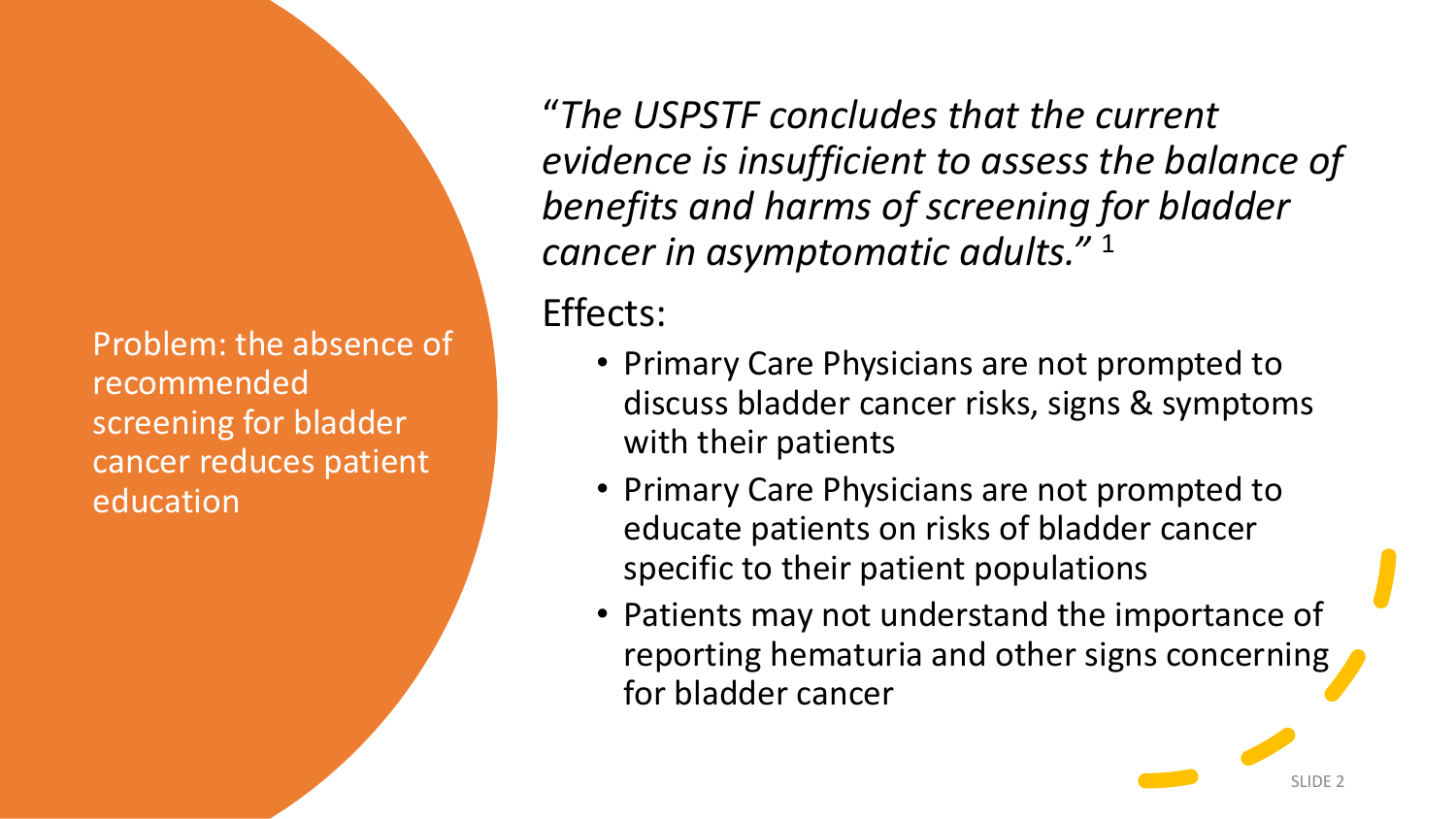Problem: the absence of recommended screening for bladder cancer reduces patient education

*"The USPSTF concludes that the current evidence is insufficient to assess the balance of benefits and harms of screening for bladder cancer in asymptomatic adults."* [1]

Effects:

- Primary Care Physicians are not prompted to discuss bladder cancer risks, signs & symptoms with their patients
- Primary Care Physicians are not prompted to educate patients on risks of bladder cancer specific to their patient populations
- Patients may not understand the importance of reporting hematuria and other signs concerning for bladder cancer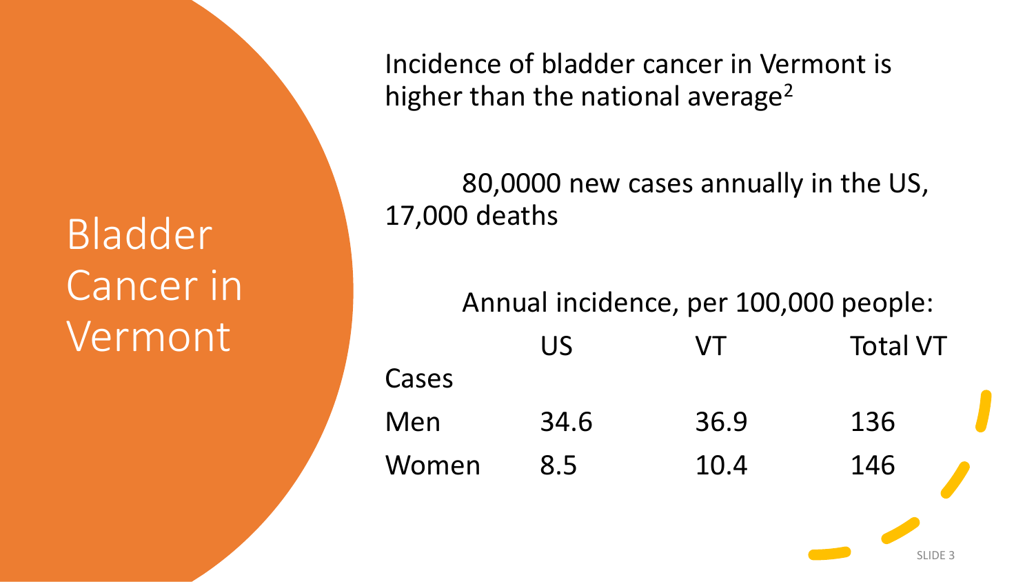# Bladder Cancer in Vermont

Incidence of bladder cancer in Vermont is higher than the national average[2]

80,0000 new cases annually in the US, 17,000 deaths

Annual incidence, per 100,000 people:

| | US | VT | Total VT |
|---|---|---|---|
| Cases | | | |
| Men | 34.6 | 36.9 | 136 |
| Women | 8.5 | 10.4 | 146 |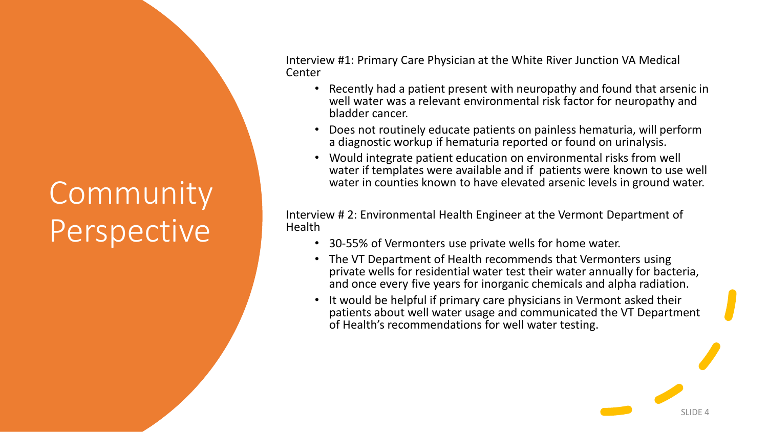# Community Perspective

Interview #1: Primary Care Physician at the White River Junction VA Medical Center

- Recently had a patient present with neuropathy and found that arsenic in well water was a relevant environmental risk factor for neuropathy and bladder cancer.
- Does not routinely educate patients on painless hematuria, will perform a diagnostic workup if hematuria reported or found on urinalysis.
- Would integrate patient education on environmental risks from well water if templates were available and if patients were known to use well water in counties known to have elevated arsenic levels in ground water.

Interview # 2: Environmental Health Engineer at the Vermont Department of Health

- 30-55% of Vermonters use private wells for home water.
- The VT Department of Health recommends that Vermonters using private wells for residential water test their water annually for bacteria, and once every five years for inorganic chemicals and alpha radiation.
- It would be helpful if primary care physicians in Vermont asked their patients about well water usage and communicated the VT Department of Health's recommendations for well water testing.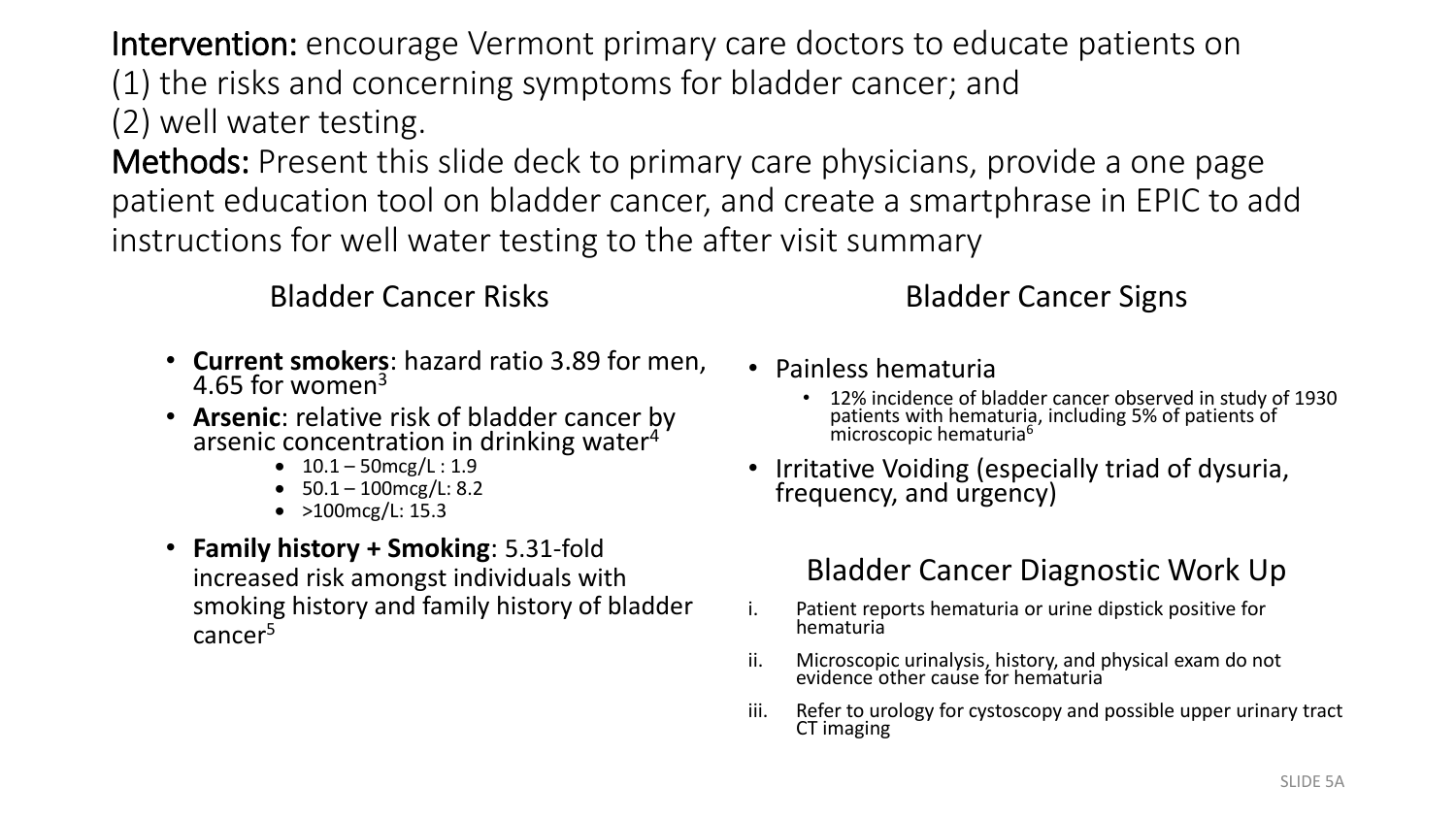**Intervention:** encourage Vermont primary care doctors to educate patients on
(1) the risks and concerning symptoms for bladder cancer; and
(2) well water testing.

**Methods:** Present this slide deck to primary care physicians, provide a one page patient education tool on bladder cancer, and create a smartphrase in EPIC to add instructions for well water testing to the after visit summary

## Bladder Cancer Risks

- **Current smokers**: hazard ratio 3.89 for men, 4.65 for women[3]
- **Arsenic**: relative risk of bladder cancer by arsenic concentration in drinking water[4]
  - 10.1 – 50mcg/L : 1.9
  - 50.1 – 100mcg/L: 8.2
  - >100mcg/L: 15.3
- **Family history + Smoking**: 5.31-fold increased risk amongst individuals with smoking history and family history of bladder cancer[5]

## Bladder Cancer Signs

- Painless hematuria
  - 12% incidence of bladder cancer observed in study of 1930 patients with hematuria, including 5% of patients of microscopic hematuria[6]
- Irritative Voiding (especially triad of dysuria, frequency, and urgency)

## Bladder Cancer Diagnostic Work Up

i. Patient reports hematuria or urine dipstick positive for hematuria

ii. Microscopic urinalysis, history, and physical exam do not evidence other cause for hematuria

iii. Refer to urology for cystoscopy and possible upper urinary tract CT imaging

SLIDE 5A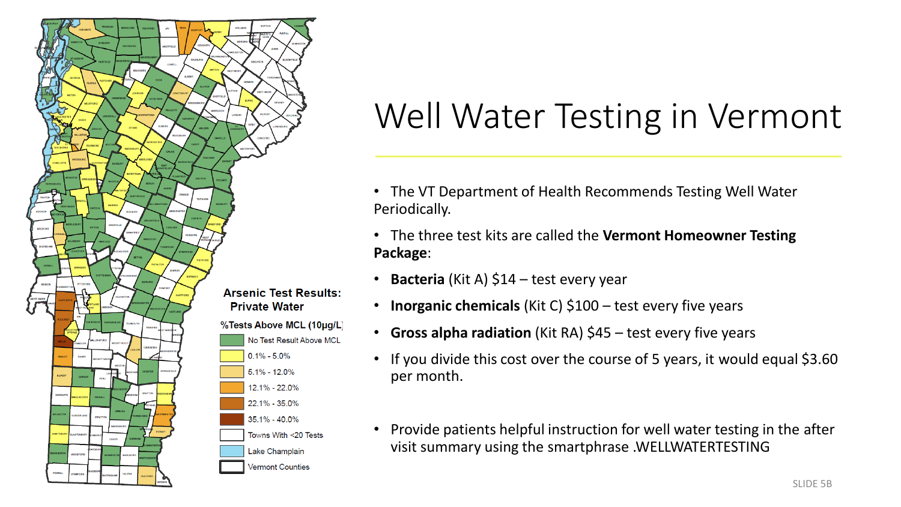# Well Water Testing in Vermont

- The VT Department of Health Recommends Testing Well Water Periodically.
- The three test kits are called the **Vermont Homeowner Testing Package**:
- **Bacteria** (Kit A) $14 – test every year
- **Inorganic chemicals** (Kit C) $100 – test every five years
- **Gross alpha radiation** (Kit RA) $45 – test every five years
- If you divide this cost over the course of 5 years, it would equal $3.60 per month.
- Provide patients helpful instruction for well water testing in the after visit summary using the smartphrase .WELLWATERTESTING

**Arsenic Test Results: Private Water**

%Tests Above MCL (10µg/L)

- No Test Result Above MCL
- 0.1% - 5.0%
- 5.1% - 12.0%
- 12.1% - 22.0%
- 22.1% - 35.0%
- 35.1% - 40.0%
- Towns With <20 Tests
- Lake Champlain
- Vermont Counties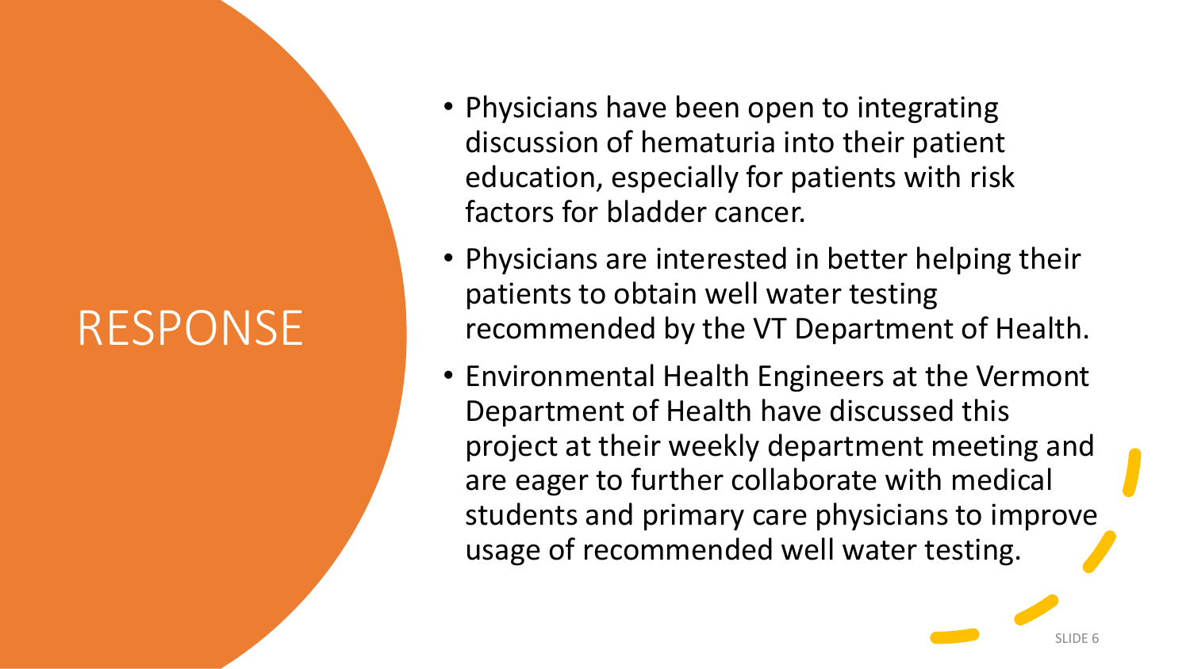# RESPONSE

- Physicians have been open to integrating discussion of hematuria into their patient education, especially for patients with risk factors for bladder cancer.
- Physicians are interested in better helping their patients to obtain well water testing recommended by the VT Department of Health.
- Environmental Health Engineers at the Vermont Department of Health have discussed this project at their weekly department meeting and are eager to further collaborate with medical students and primary care physicians to improve usage of recommended well water testing.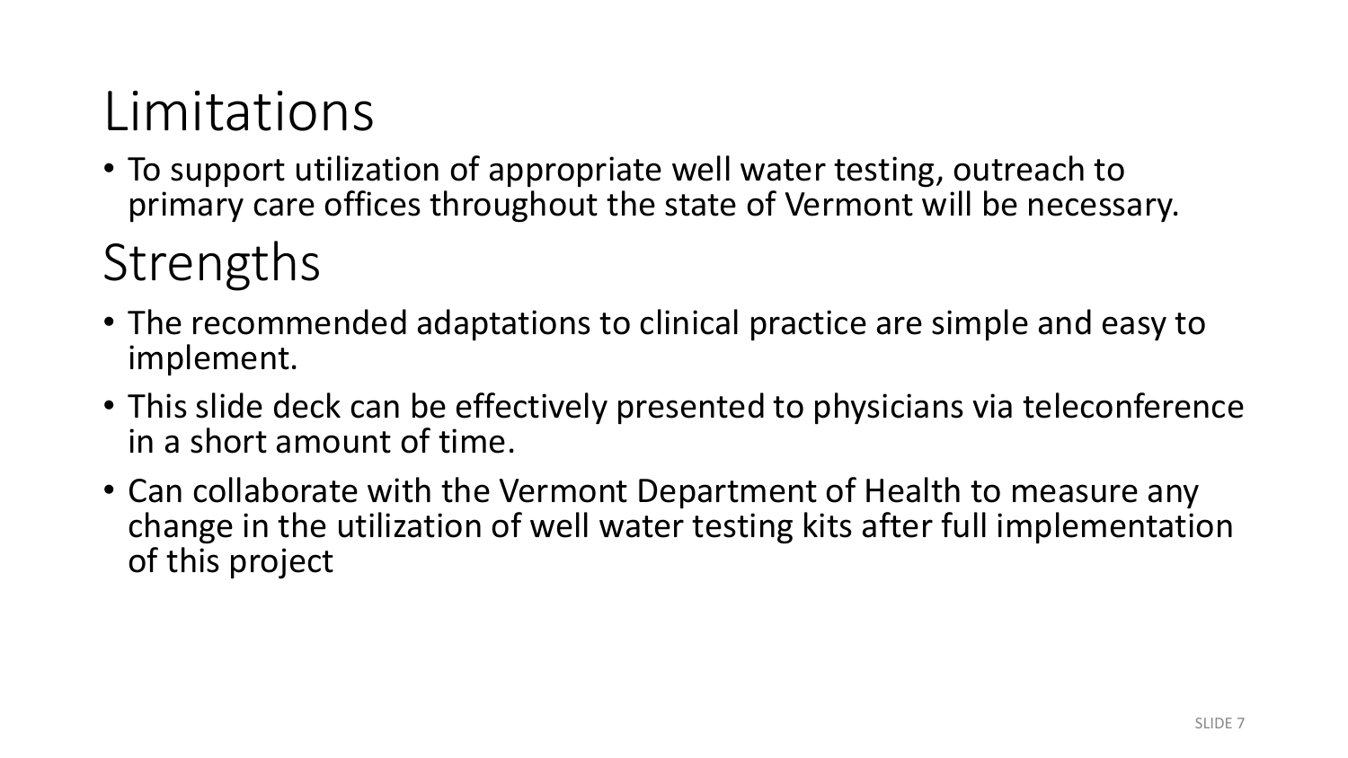# Limitations

- To support utilization of appropriate well water testing, outreach to primary care offices throughout the state of Vermont will be necessary.

# Strengths

- The recommended adaptations to clinical practice are simple and easy to implement.
- This slide deck can be effectively presented to physicians via teleconference in a short amount of time.
- Can collaborate with the Vermont Department of Health to measure any change in the utilization of well water testing kits after full implementation of this project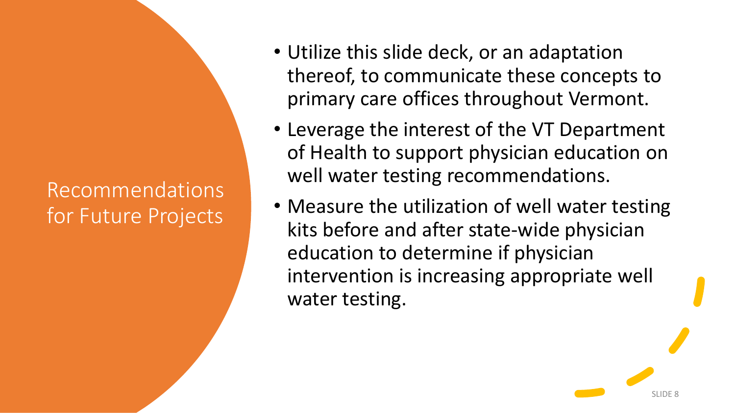# Recommendations for Future Projects

- Utilize this slide deck, or an adaptation thereof, to communicate these concepts to primary care offices throughout Vermont.
- Leverage the interest of the VT Department of Health to support physician education on well water testing recommendations.
- Measure the utilization of well water testing kits before and after state-wide physician education to determine if physician intervention is increasing appropriate well water testing.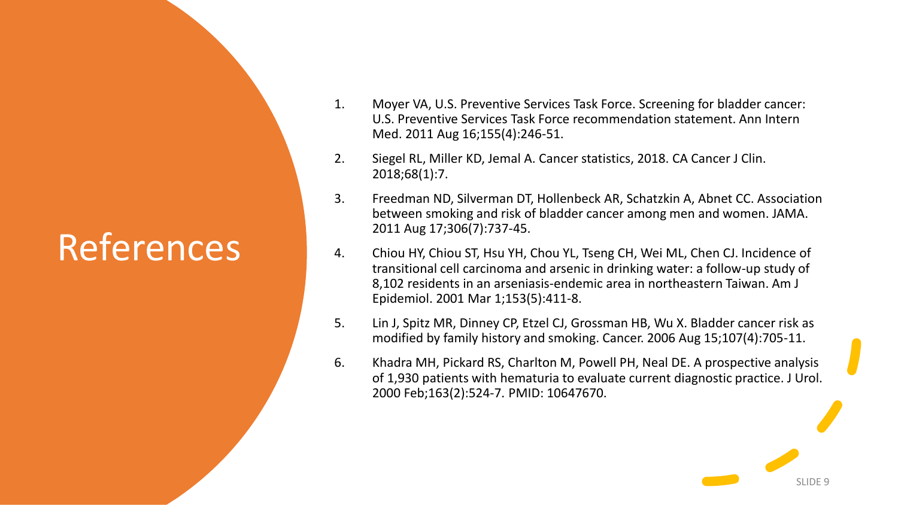# References

1. Moyer VA, U.S. Preventive Services Task Force. Screening for bladder cancer: U.S. Preventive Services Task Force recommendation statement. Ann Intern Med. 2011 Aug 16;155(4):246-51.
2. Siegel RL, Miller KD, Jemal A. Cancer statistics, 2018. CA Cancer J Clin. 2018;68(1):7.
3. Freedman ND, Silverman DT, Hollenbeck AR, Schatzkin A, Abnet CC. Association between smoking and risk of bladder cancer among men and women. JAMA. 2011 Aug 17;306(7):737-45.
4. Chiou HY, Chiou ST, Hsu YH, Chou YL, Tseng CH, Wei ML, Chen CJ. Incidence of transitional cell carcinoma and arsenic in drinking water: a follow-up study of 8,102 residents in an arseniasis-endemic area in northeastern Taiwan. Am J Epidemiol. 2001 Mar 1;153(5):411-8.
5. Lin J, Spitz MR, Dinney CP, Etzel CJ, Grossman HB, Wu X. Bladder cancer risk as modified by family history and smoking. Cancer. 2006 Aug 15;107(4):705-11.
6. Khadra MH, Pickard RS, Charlton M, Powell PH, Neal DE. A prospective analysis of 1,930 patients with hematuria to evaluate current diagnostic practice. J Urol. 2000 Feb;163(2):524-7. PMID: 10647670.